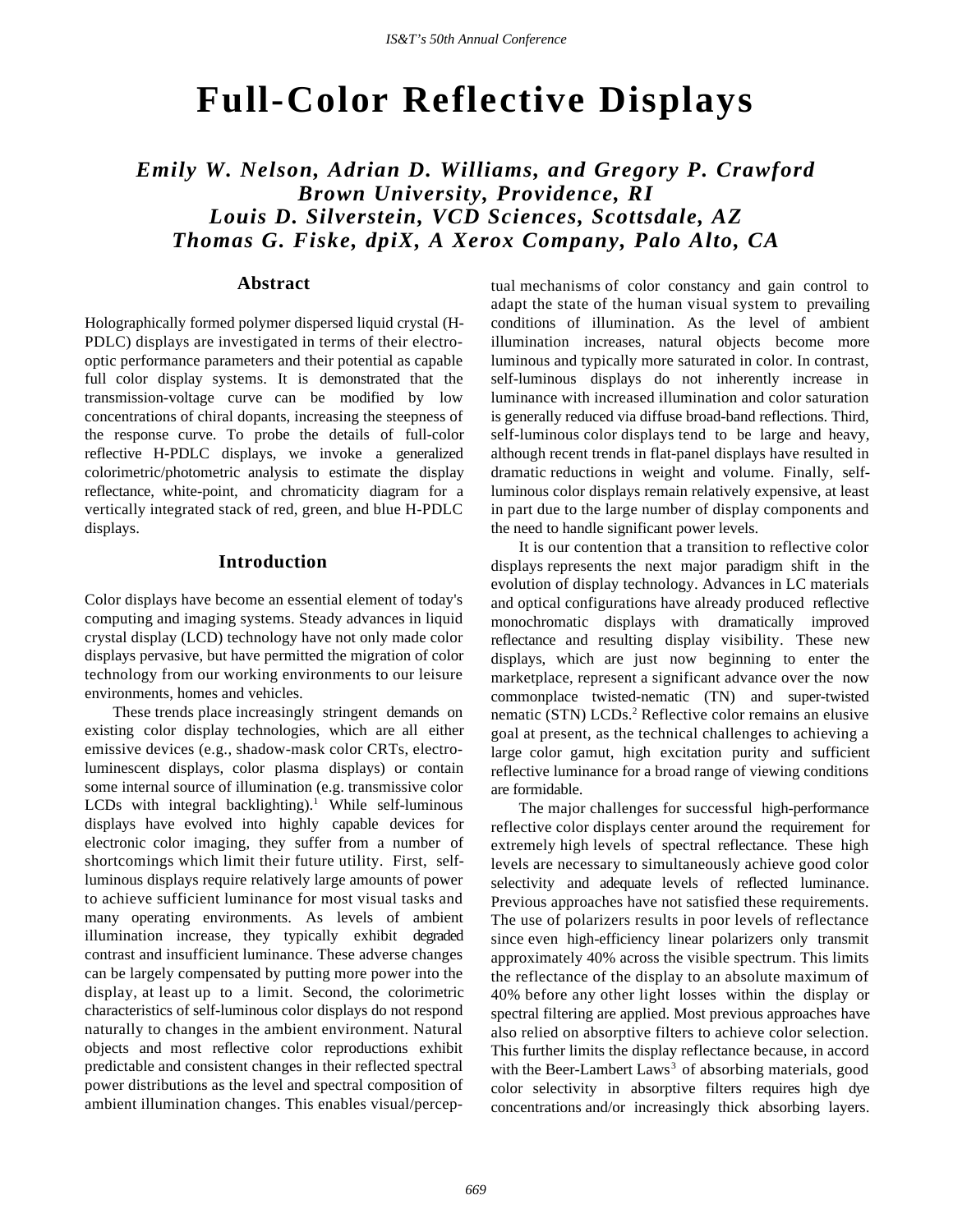# Full-Color Reflective Displays

***Emily W. Nelson, Adrian D. Williams, and Gregory P. Crawford***
***Brown University, Providence, RI***
***Louis D. Silverstein, VCD Sciences, Scottsdale, AZ***
***Thomas G. Fiske, dpiX, A Xerox Company, Palo Alto, CA***

## Abstract

Holographically formed polymer dispersed liquid crystal (H-PDLC) displays are investigated in terms of their electro-optic performance parameters and their potential as capable full color display systems. It is demonstrated that the transmission-voltage curve can be modified by low concentrations of chiral dopants, increasing the steepness of the response curve. To probe the details of full-color reflective H-PDLC displays, we invoke a generalized colorimetric/photometric analysis to estimate the display reflectance, white-point, and chromaticity diagram for a vertically integrated stack of red, green, and blue H-PDLC displays.

## Introduction

Color displays have become an essential element of today's computing and imaging systems. Steady advances in liquid crystal display (LCD) technology have not only made color displays pervasive, but have permitted the migration of color technology from our working environments to our leisure environments, homes and vehicles.

These trends place increasingly stringent demands on existing color display technologies, which are all either emissive devices (e.g., shadow-mask color CRTs, electro-luminescent displays, color plasma displays) or contain some internal source of illumination (e.g. transmissive color LCDs with integral backlighting).[1] While self-luminous displays have evolved into highly capable devices for electronic color imaging, they suffer from a number of shortcomings which limit their future utility. First, self-luminous displays require relatively large amounts of power to achieve sufficient luminance for most visual tasks and many operating environments. As levels of ambient illumination increase, they typically exhibit degraded contrast and insufficient luminance. These adverse changes can be largely compensated by putting more power into the display, at least up to a limit. Second, the colorimetric characteristics of self-luminous color displays do not respond naturally to changes in the ambient environment. Natural objects and most reflective color reproductions exhibit predictable and consistent changes in their reflected spectral power distributions as the level and spectral composition of ambient illumination changes. This enables visual/perceptual mechanisms of color constancy and gain control to adapt the state of the human visual system to prevailing conditions of illumination. As the level of ambient illumination increases, natural objects become more luminous and typically more saturated in color. In contrast, self-luminous displays do not inherently increase in luminance with increased illumination and color saturation is generally reduced via diffuse broad-band reflections. Third, self-luminous color displays tend to be large and heavy, although recent trends in flat-panel displays have resulted in dramatic reductions in weight and volume. Finally, self-luminous color displays remain relatively expensive, at least in part due to the large number of display components and the need to handle significant power levels.

It is our contention that a transition to reflective color displays represents the next major paradigm shift in the evolution of display technology. Advances in LC materials and optical configurations have already produced reflective monochromatic displays with dramatically improved reflectance and resulting display visibility. These new displays, which are just now beginning to enter the marketplace, represent a significant advance over the now commonplace twisted-nematic (TN) and super-twisted nematic (STN) LCDs.[2] Reflective color remains an elusive goal at present, as the technical challenges to achieving a large color gamut, high excitation purity and sufficient reflective luminance for a broad range of viewing conditions are formidable.

The major challenges for successful high-performance reflective color displays center around the requirement for extremely high levels of spectral reflectance. These high levels are necessary to simultaneously achieve good color selectivity and adequate levels of reflected luminance. Previous approaches have not satisfied these requirements. The use of polarizers results in poor levels of reflectance since even high-efficiency linear polarizers only transmit approximately 40% across the visible spectrum. This limits the reflectance of the display to an absolute maximum of 40% before any other light losses within the display or spectral filtering are applied. Most previous approaches have also relied on absorptive filters to achieve color selection. This further limits the display reflectance because, in accord with the Beer-Lambert Laws[3] of absorbing materials, good color selectivity in absorptive filters requires high dye concentrations and/or increasingly thick absorbing layers.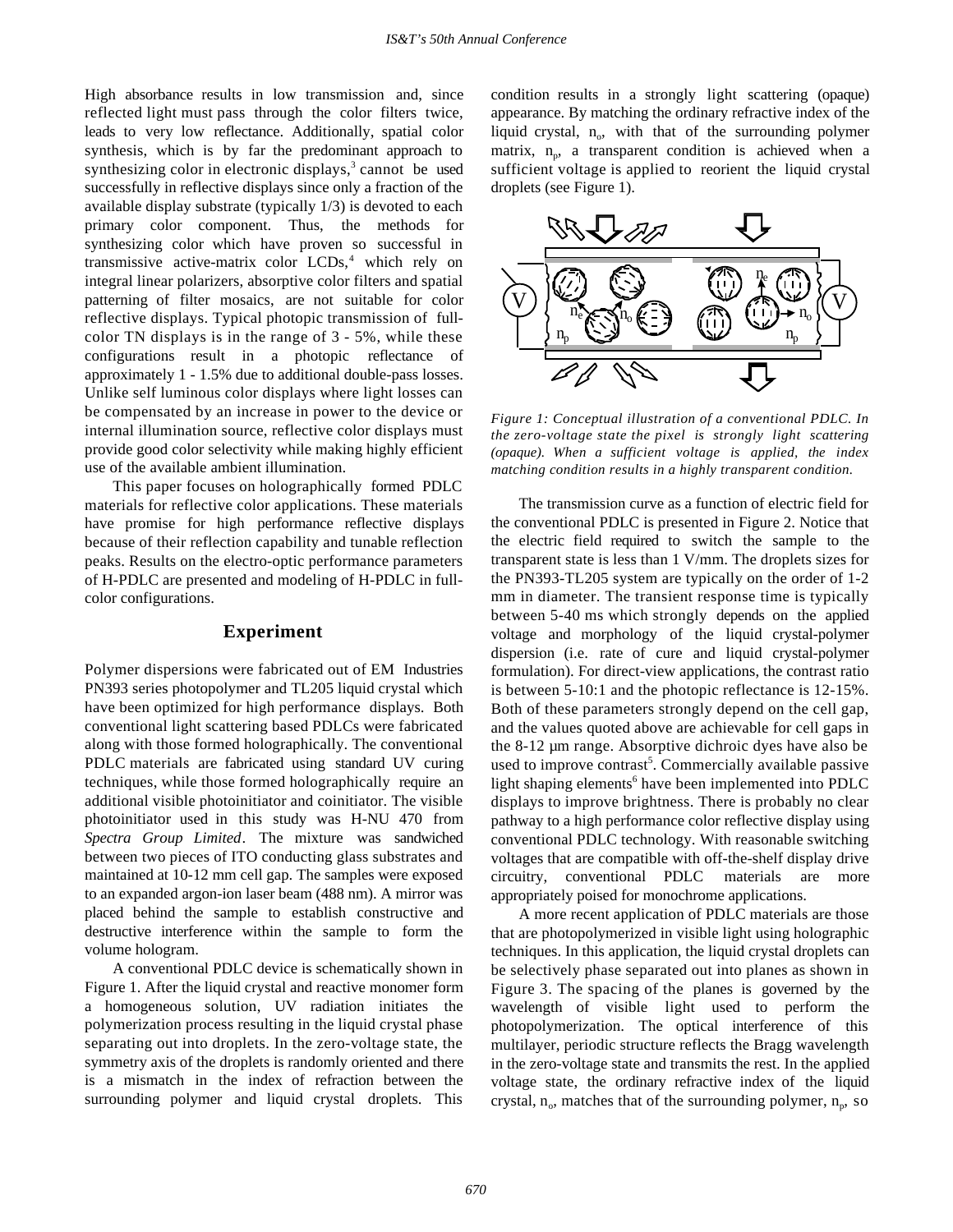High absorbance results in low transmission and, since reflected light must pass through the color filters twice, leads to very low reflectance. Additionally, spatial color synthesis, which is by far the predominant approach to synthesizing color in electronic displays,[3] cannot be used successfully in reflective displays since only a fraction of the available display substrate (typically 1/3) is devoted to each primary color component. Thus, the methods for synthesizing color which have proven so successful in transmissive active-matrix color LCDs,[4] which rely on integral linear polarizers, absorptive color filters and spatial patterning of filter mosaics, are not suitable for color reflective displays. Typical photopic transmission of full-color TN displays is in the range of 3 - 5%, while these configurations result in a photopic reflectance of approximately 1 - 1.5% due to additional double-pass losses. Unlike self luminous color displays where light losses can be compensated by an increase in power to the device or internal illumination source, reflective color displays must provide good color selectivity while making highly efficient use of the available ambient illumination.

This paper focuses on holographically formed PDLC materials for reflective color applications. These materials have promise for high performance reflective displays because of their reflection capability and tunable reflection peaks. Results on the electro-optic performance parameters of H-PDLC are presented and modeling of H-PDLC in full-color configurations.

## Experiment

Polymer dispersions were fabricated out of EM Industries PN393 series photopolymer and TL205 liquid crystal which have been optimized for high performance displays. Both conventional light scattering based PDLCs were fabricated along with those formed holographically. The conventional PDLC materials are fabricated using standard UV curing techniques, while those formed holographically require an additional visible photoinitiator and coinitiator. The visible photoinitiator used in this study was H-NU 470 from *Spectra Group Limited*. The mixture was sandwiched between two pieces of ITO conducting glass substrates and maintained at 10-12 mm cell gap. The samples were exposed to an expanded argon-ion laser beam (488 nm). A mirror was placed behind the sample to establish constructive and destructive interference within the sample to form the volume hologram.

A conventional PDLC device is schematically shown in Figure 1. After the liquid crystal and reactive monomer form a homogeneous solution, UV radiation initiates the polymerization process resulting in the liquid crystal phase separating out into droplets. In the zero-voltage state, the symmetry axis of the droplets is randomly oriented and there is a mismatch in the index of refraction between the surrounding polymer and liquid crystal droplets. This condition results in a strongly light scattering (opaque) appearance. By matching the ordinary refractive index of the liquid crystal, $n_o$, with that of the surrounding polymer matrix, $n_p$, a transparent condition is achieved when a sufficient voltage is applied to reorient the liquid crystal droplets (see Figure 1).

V
$n_e$
$n_o$
$n_p$
$n_e$
$n_o$
$n_p$
V

*Figure 1: Conceptual illustration of a conventional PDLC. In the zero-voltage state the pixel is strongly light scattering (opaque). When a sufficient voltage is applied, the index matching condition results in a highly transparent condition.*

The transmission curve as a function of electric field for the conventional PDLC is presented in Figure 2. Notice that the electric field required to switch the sample to the transparent state is less than 1 V/mm. The droplets sizes for the PN393-TL205 system are typically on the order of 1-2 mm in diameter. The transient response time is typically between 5-40 ms which strongly depends on the applied voltage and morphology of the liquid crystal-polymer dispersion (i.e. rate of cure and liquid crystal-polymer formulation). For direct-view applications, the contrast ratio is between 5-10:1 and the photopic reflectance is 12-15%. Both of these parameters strongly depend on the cell gap, and the values quoted above are achievable for cell gaps in the 8-12 µm range. Absorptive dichroic dyes have also be used to improve contrast[5]. Commercially available passive light shaping elements[6] have been implemented into PDLC displays to improve brightness. There is probably no clear pathway to a high performance color reflective display using conventional PDLC technology. With reasonable switching voltages that are compatible with off-the-shelf display drive circuitry, conventional PDLC materials are more appropriately poised for monochrome applications.

A more recent application of PDLC materials are those that are photopolymerized in visible light using holographic techniques. In this application, the liquid crystal droplets can be selectively phase separated out into planes as shown in Figure 3. The spacing of the planes is governed by the wavelength of visible light used to perform the photopolymerization. The optical interference of this multilayer, periodic structure reflects the Bragg wavelength in the zero-voltage state and transmits the rest. In the applied voltage state, the ordinary refractive index of the liquid crystal, $n_o$, matches that of the surrounding polymer, $n_p$, so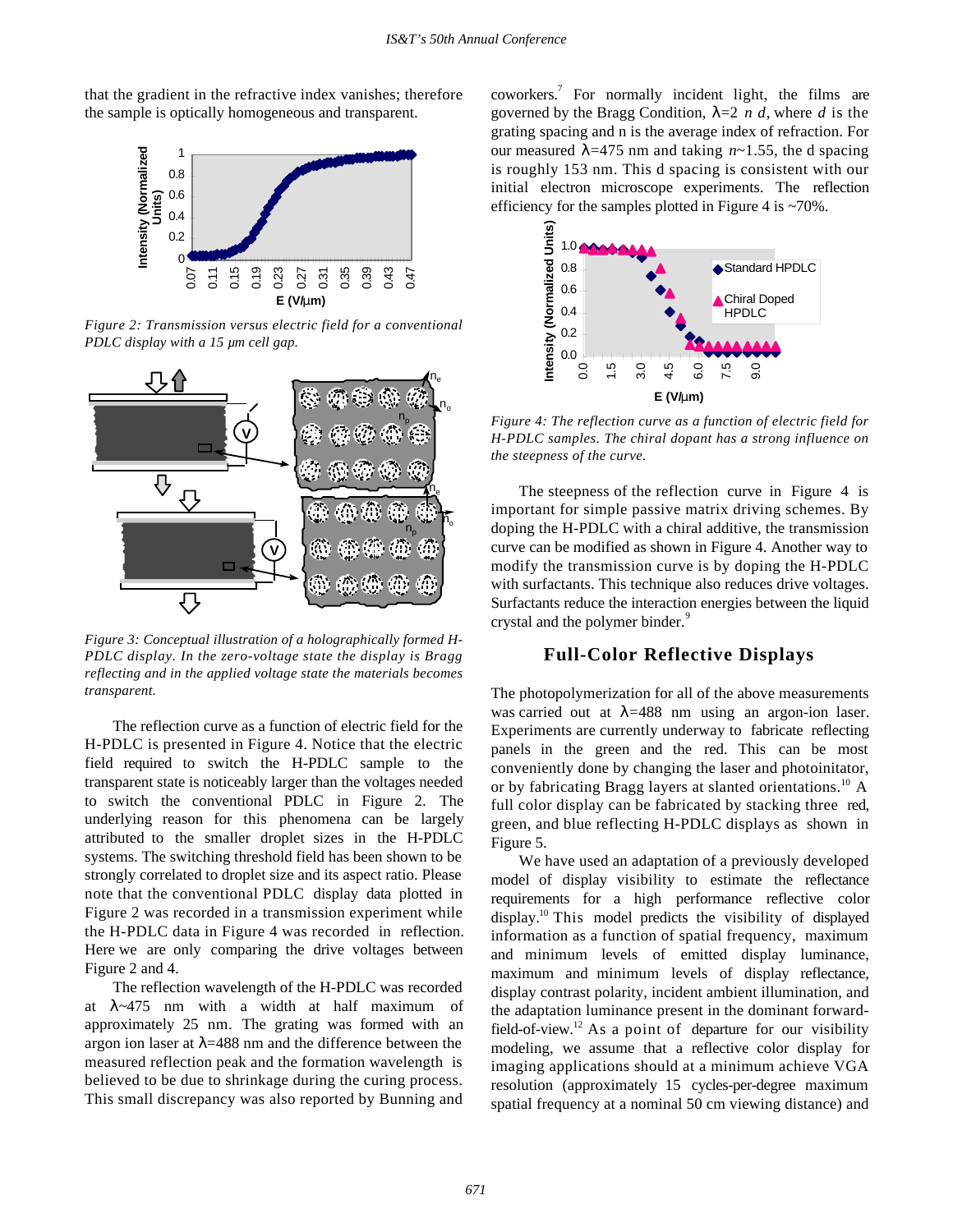that the gradient in the refractive index vanishes; therefore the sample is optically homogeneous and transparent.

*Figure 2: Transmission versus electric field for a conventional PDLC display with a 15 μm cell gap.*

*Figure 3: Conceptual illustration of a holographically formed H-PDLC display. In the zero-voltage state the display is Bragg reflecting and in the applied voltage state the materials becomes transparent.*

The reflection curve as a function of electric field for the H-PDLC is presented in Figure 4. Notice that the electric field required to switch the H-PDLC sample to the transparent state is noticeably larger than the voltages needed to switch the conventional PDLC in Figure 2. The underlying reason for this phenomena can be largely attributed to the smaller droplet sizes in the H-PDLC systems. The switching threshold field has been shown to be strongly correlated to droplet size and its aspect ratio. Please note that the conventional PDLC display data plotted in Figure 2 was recorded in a transmission experiment while the H-PDLC data in Figure 4 was recorded in reflection. Here we are only comparing the drive voltages between Figure 2 and 4.

The reflection wavelength of the H-PDLC was recorded at $\lambda$~475 nm with a width at half maximum of approximately 25 nm. The grating was formed with an argon ion laser at $\lambda$=488 nm and the difference between the measured reflection peak and the formation wavelength is believed to be due to shrinkage during the curing process. This small discrepancy was also reported by Bunning and coworkers.[7] For normally incident light, the films are governed by the Bragg Condition, $\lambda=2\ n\ d$, where $d$ is the grating spacing and n is the average index of refraction. For our measured $\lambda$=475 nm and taking $n$~1.55, the d spacing is roughly 153 nm. This d spacing is consistent with our initial electron microscope experiments. The reflection efficiency for the samples plotted in Figure 4 is ~70%.

*Figure 4: The reflection curve as a function of electric field for H-PDLC samples. The chiral dopant has a strong influence on the steepness of the curve.*

The steepness of the reflection curve in Figure 4 is important for simple passive matrix driving schemes. By doping the H-PDLC with a chiral additive, the transmission curve can be modified as shown in Figure 4. Another way to modify the transmission curve is by doping the H-PDLC with surfactants. This technique also reduces drive voltages. Surfactants reduce the interaction energies between the liquid crystal and the polymer binder.[9]

## Full-Color Reflective Displays

The photopolymerization for all of the above measurements was carried out at $\lambda$=488 nm using an argon-ion laser. Experiments are currently underway to fabricate reflecting panels in the green and the red. This can be most conveniently done by changing the laser and photoinitator, or by fabricating Bragg layers at slanted orientations.[10] A full color display can be fabricated by stacking three red, green, and blue reflecting H-PDLC displays as shown in Figure 5.

We have used an adaptation of a previously developed model of display visibility to estimate the reflectance requirements for a high performance reflective color display.[10] This model predicts the visibility of displayed information as a function of spatial frequency, maximum and minimum levels of emitted display luminance, maximum and minimum levels of display reflectance, display contrast polarity, incident ambient illumination, and the adaptation luminance present in the dominant forward-field-of-view.[12] As a point of departure for our visibility modeling, we assume that a reflective color display for imaging applications should at a minimum achieve VGA resolution (approximately 15 cycles-per-degree maximum spatial frequency at a nominal 50 cm viewing distance) and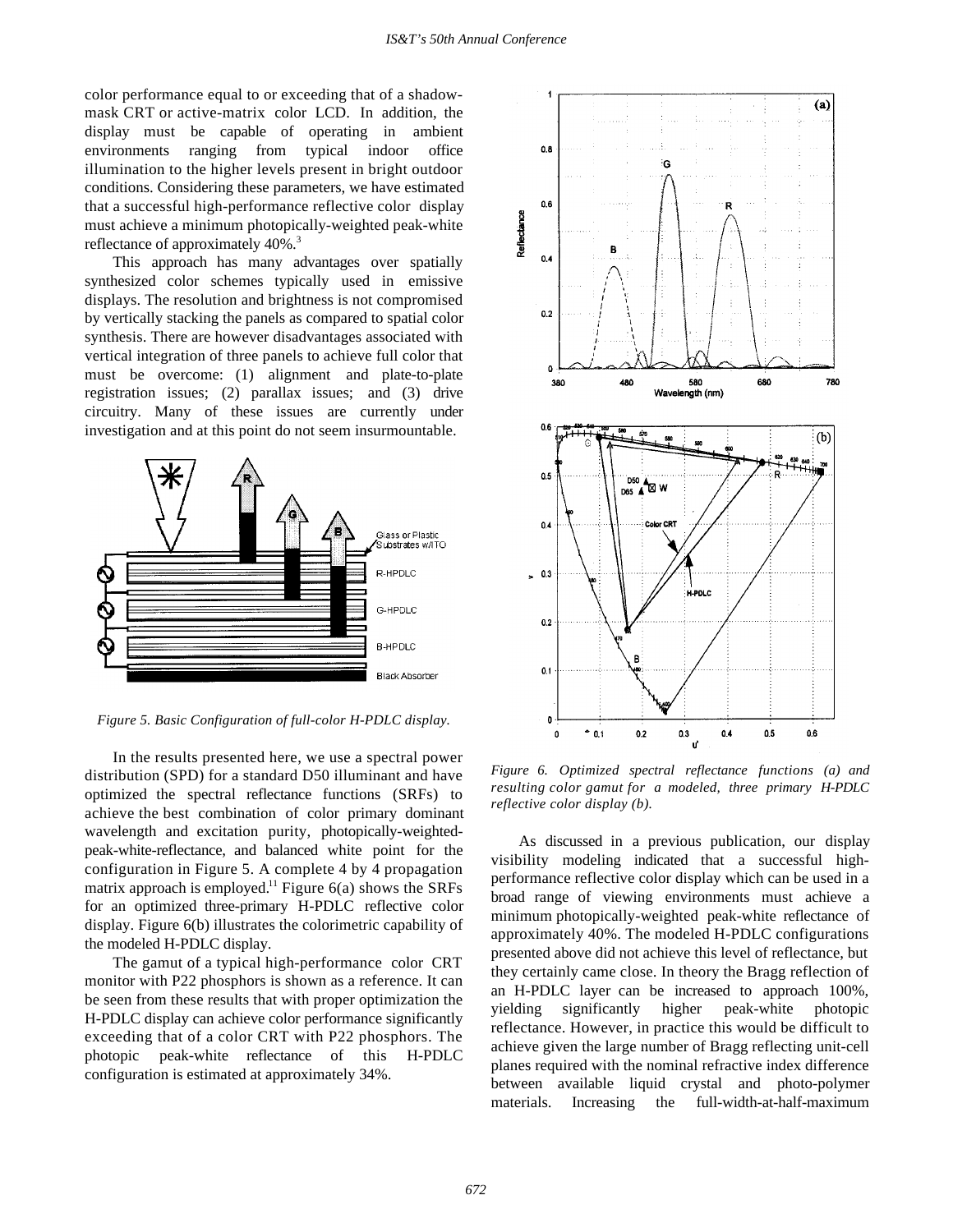color performance equal to or exceeding that of a shadow-mask CRT or active-matrix color LCD. In addition, the display must be capable of operating in ambient environments ranging from typical indoor office illumination to the higher levels present in bright outdoor conditions. Considering these parameters, we have estimated that a successful high-performance reflective color display must achieve a minimum photopically-weighted peak-white reflectance of approximately 40%.[3]

This approach has many advantages over spatially synthesized color schemes typically used in emissive displays. The resolution and brightness is not compromised by vertically stacking the panels as compared to spatial color synthesis. There are however disadvantages associated with vertical integration of three panels to achieve full color that must be overcome: (1) alignment and plate-to-plate registration issues; (2) parallax issues; and (3) drive circuitry. Many of these issues are currently under investigation and at this point do not seem insurmountable.

*Figure 5. Basic Configuration of full-color H-PDLC display.*

In the results presented here, we use a spectral power distribution (SPD) for a standard D50 illuminant and have optimized the spectral reflectance functions (SRFs) to achieve the best combination of color primary dominant wavelength and excitation purity, photopically-weighted-peak-white-reflectance, and balanced white point for the configuration in Figure 5. A complete 4 by 4 propagation matrix approach is employed.[11] Figure 6(a) shows the SRFs for an optimized three-primary H-PDLC reflective color display. Figure 6(b) illustrates the colorimetric capability of the modeled H-PDLC display.

The gamut of a typical high-performance color CRT monitor with P22 phosphors is shown as a reference. It can be seen from these results that with proper optimization the H-PDLC display can achieve color performance significantly exceeding that of a color CRT with P22 phosphors. The photopic peak-white reflectance of this H-PDLC configuration is estimated at approximately 34%.

*Figure 6. Optimized spectral reflectance functions (a) and resulting color gamut for a modeled, three primary H-PDLC reflective color display (b).*

As discussed in a previous publication, our display visibility modeling indicated that a successful high-performance reflective color display which can be used in a broad range of viewing environments must achieve a minimum photopically-weighted peak-white reflectance of approximately 40%. The modeled H-PDLC configurations presented above did not achieve this level of reflectance, but they certainly came close. In theory the Bragg reflection of an H-PDLC layer can be increased to approach 100%, yielding significantly higher peak-white photopic reflectance. However, in practice this would be difficult to achieve given the large number of Bragg reflecting unit-cell planes required with the nominal refractive index difference between available liquid crystal and photo-polymer materials. Increasing the full-width-at-half-maximum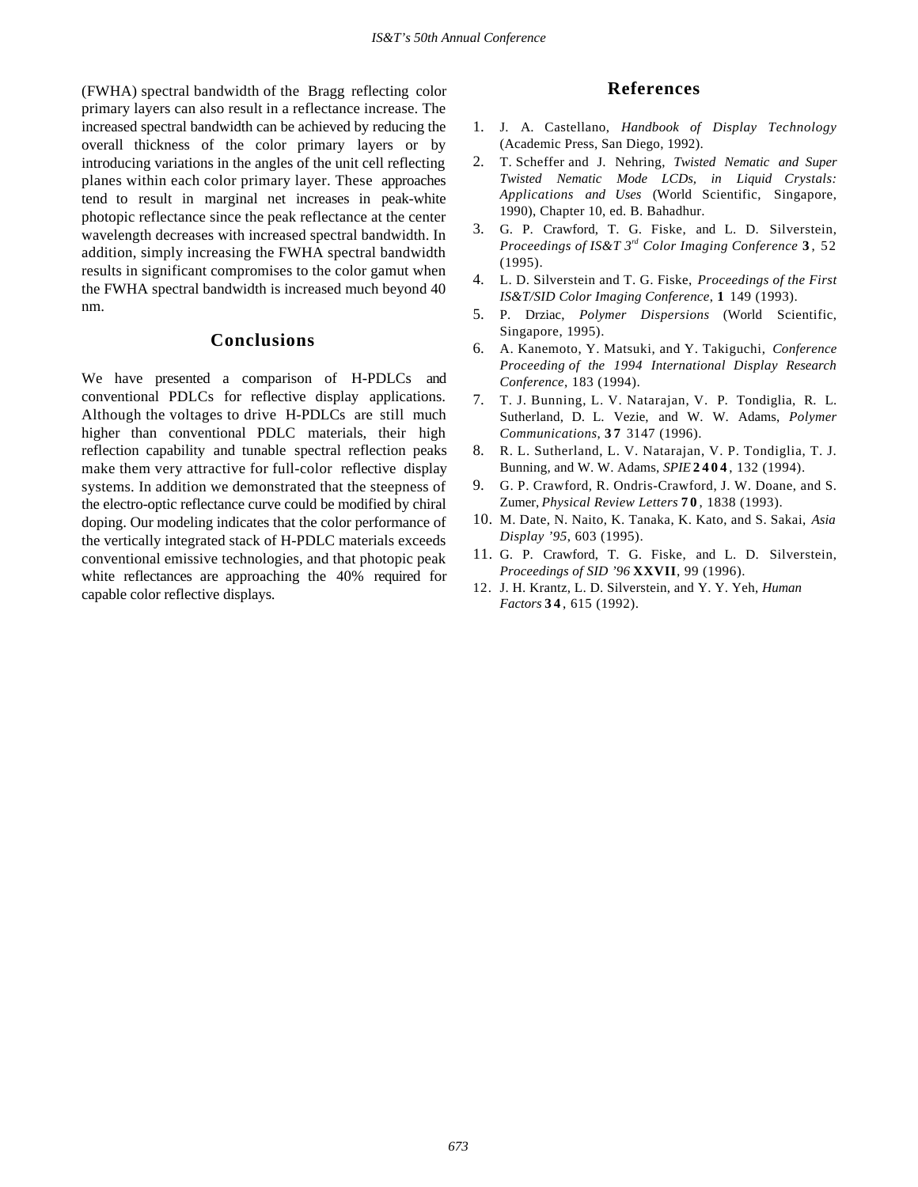(FWHA) spectral bandwidth of the Bragg reflecting color primary layers can also result in a reflectance increase. The increased spectral bandwidth can be achieved by reducing the overall thickness of the color primary layers or by introducing variations in the angles of the unit cell reflecting planes within each color primary layer. These approaches tend to result in marginal net increases in peak-white photopic reflectance since the peak reflectance at the center wavelength decreases with increased spectral bandwidth. In addition, simply increasing the FWHA spectral bandwidth results in significant compromises to the color gamut when the FWHA spectral bandwidth is increased much beyond 40 nm.

## Conclusions

We have presented a comparison of H-PDLCs and conventional PDLCs for reflective display applications. Although the voltages to drive H-PDLCs are still much higher than conventional PDLC materials, their high reflection capability and tunable spectral reflection peaks make them very attractive for full-color reflective display systems. In addition we demonstrated that the steepness of the electro-optic reflectance curve could be modified by chiral doping. Our modeling indicates that the color performance of the vertically integrated stack of H-PDLC materials exceeds conventional emissive technologies, and that photopic peak white reflectances are approaching the 40% required for capable color reflective displays.

## References

1. J. A. Castellano, *Handbook of Display Technology* (Academic Press, San Diego, 1992).
2. T. Scheffer and J. Nehring, *Twisted Nematic and Super Twisted Nematic Mode LCDs, in Liquid Crystals: Applications and Uses* (World Scientific, Singapore, 1990), Chapter 10, ed. B. Bahadhur.
3. G. P. Crawford, T. G. Fiske, and L. D. Silverstein, *Proceedings of IS&T 3rd Color Imaging Conference* **3**, 52 (1995).
4. L. D. Silverstein and T. G. Fiske, *Proceedings of the First IS&T/SID Color Imaging Conference*, **1** 149 (1993).
5. P. Drziac, *Polymer Dispersions* (World Scientific, Singapore, 1995).
6. A. Kanemoto, Y. Matsuki, and Y. Takiguchi, *Conference Proceeding of the 1994 International Display Research Conference*, 183 (1994).
7. T. J. Bunning, L. V. Natarajan, V. P. Tondiglia, R. L. Sutherland, D. L. Vezie, and W. W. Adams, *Polymer Communications*, **37** 3147 (1996).
8. R. L. Sutherland, L. V. Natarajan, V. P. Tondiglia, T. J. Bunning, and W. W. Adams, *SPIE* **2404**, 132 (1994).
9. G. P. Crawford, R. Ondris-Crawford, J. W. Doane, and S. Zumer, *Physical Review Letters* **70**, 1838 (1993).
10. M. Date, N. Naito, K. Tanaka, K. Kato, and S. Sakai, *Asia Display '95*, 603 (1995).
11. G. P. Crawford, T. G. Fiske, and L. D. Silverstein, *Proceedings of SID '96* **XXVII**, 99 (1996).
12. J. H. Krantz, L. D. Silverstein, and Y. Y. Yeh, *Human Factors* **34**, 615 (1992).